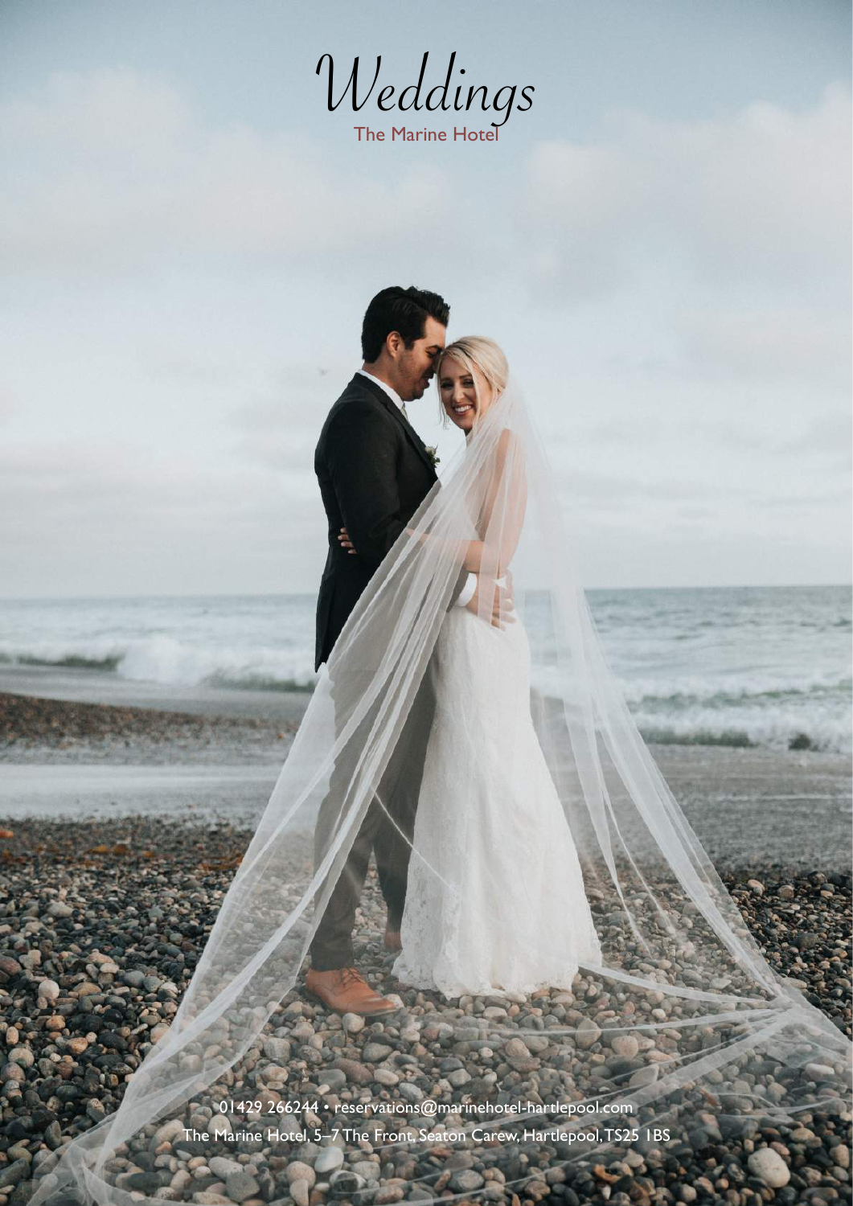# Weddings

The Marine Hotel

01429 266244 • reservations@marinehotel-hartlepool.com

The Marine Hotel, 5–7 The Front, Seaton Carew, Hartlepool, TS25 1BS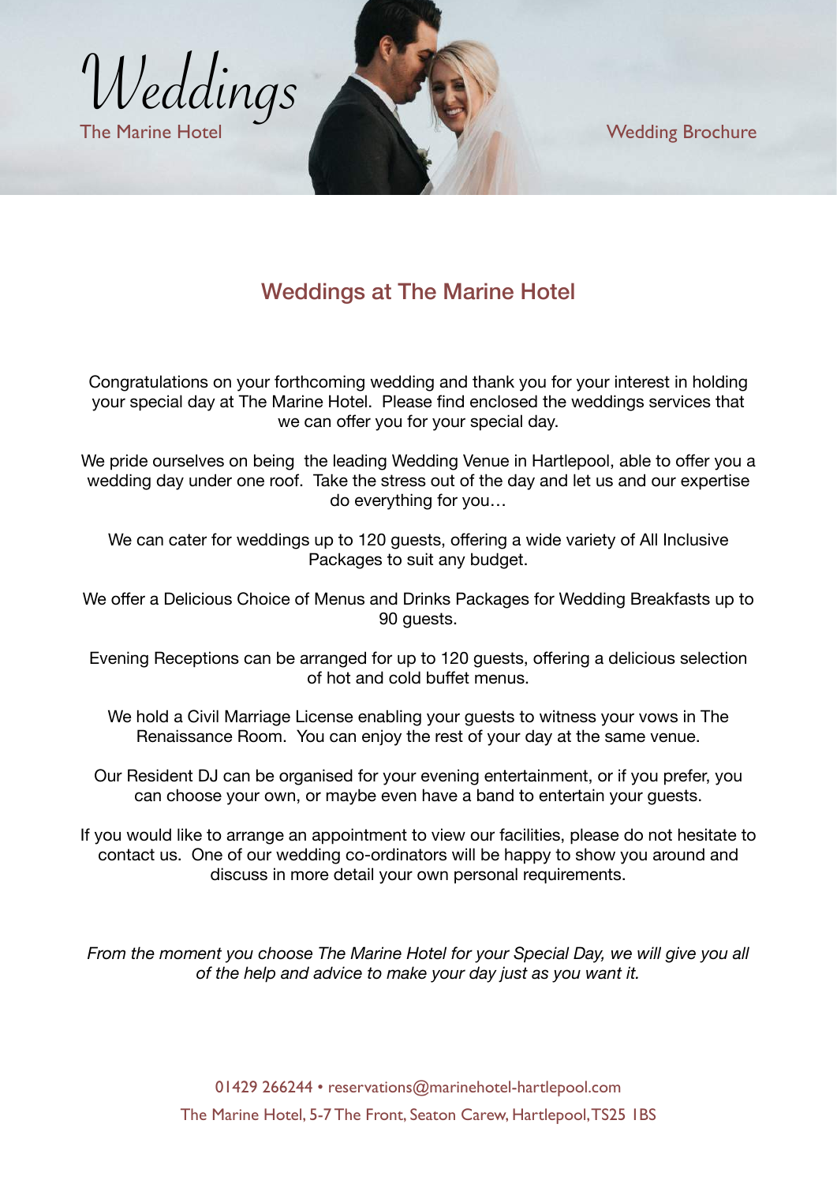# Weddings

The Marine Hotel

Wedding Brochure

## Weddings at The Marine Hotel

Congratulations on your forthcoming wedding and thank you for your interest in holding your special day at The Marine Hotel. Please find enclosed the weddings services that we can offer you for your special day.

We pride ourselves on being the leading Wedding Venue in Hartlepool, able to offer you a wedding day under one roof. Take the stress out of the day and let us and our expertise do everything for you…

We can cater for weddings up to 120 guests, offering a wide variety of All Inclusive Packages to suit any budget.

We offer a Delicious Choice of Menus and Drinks Packages for Wedding Breakfasts up to 90 guests.

Evening Receptions can be arranged for up to 120 guests, offering a delicious selection of hot and cold buffet menus.

We hold a Civil Marriage License enabling your guests to witness your vows in The Renaissance Room. You can enjoy the rest of your day at the same venue.

Our Resident DJ can be organised for your evening entertainment, or if you prefer, you can choose your own, or maybe even have a band to entertain your guests.

If you would like to arrange an appointment to view our facilities, please do not hesitate to contact us. One of our wedding co-ordinators will be happy to show you around and discuss in more detail your own personal requirements.

*From the moment you choose The Marine Hotel for your Special Day, we will give you all of the help and advice to make your day just as you want it.*

01429 266244 • reservations@marinehotel-hartlepool.com

The Marine Hotel, 5-7 The Front, Seaton Carew, Hartlepool, TS25 1BS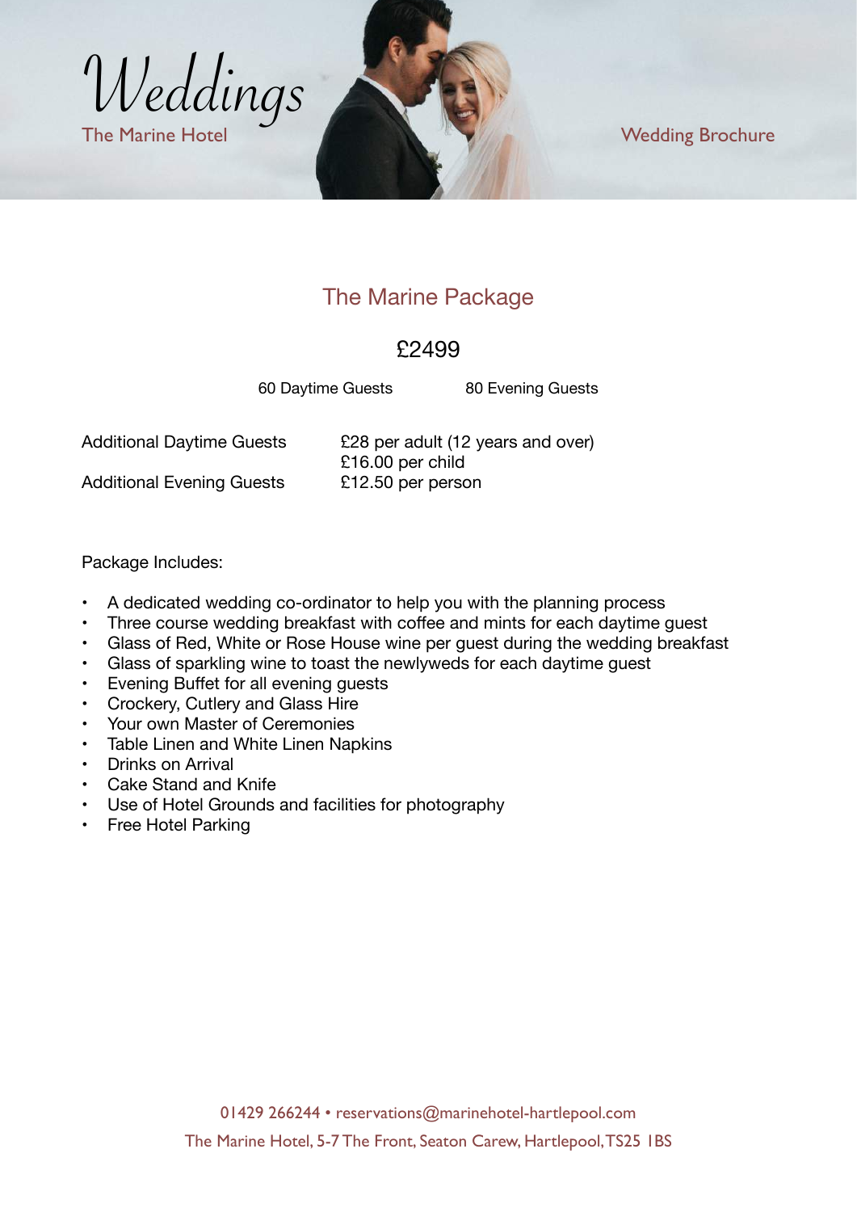## The Marine Package

### £2499

60 Daytime Guests | 80 Evening Guests

| | |
|---|---|
| Additional Daytime Guests | £28 per adult (12 years and over) |
| | £16.00 per child |
| Additional Evening Guests | £12.50 per person |

Package Includes:

- A dedicated wedding co-ordinator to help you with the planning process
- Three course wedding breakfast with coffee and mints for each daytime guest
- Glass of Red, White or Rose House wine per guest during the wedding breakfast
- Glass of sparkling wine to toast the newlyweds for each daytime guest
- Evening Buffet for all evening guests
- Crockery, Cutlery and Glass Hire
- Your own Master of Ceremonies
- Table Linen and White Linen Napkins
- Drinks on Arrival
- Cake Stand and Knife
- Use of Hotel Grounds and facilities for photography
- Free Hotel Parking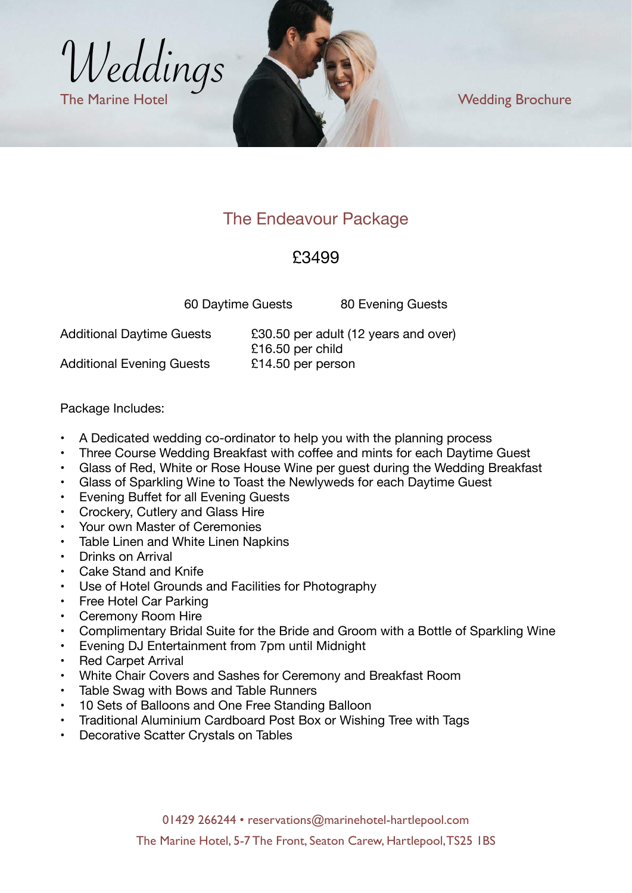# The Endeavour Package

## £3499

60 Daytime Guests    80 Evening Guests

| | |
|---|---|
| Additional Daytime Guests | £30.50 per adult (12 years and over)<br>£16.50 per child |
| Additional Evening Guests | £14.50 per person |

Package Includes:

- A Dedicated wedding co-ordinator to help you with the planning process
- Three Course Wedding Breakfast with coffee and mints for each Daytime Guest
- Glass of Red, White or Rose House Wine per guest during the Wedding Breakfast
- Glass of Sparkling Wine to Toast the Newlyweds for each Daytime Guest
- Evening Buffet for all Evening Guests
- Crockery, Cutlery and Glass Hire
- Your own Master of Ceremonies
- Table Linen and White Linen Napkins
- Drinks on Arrival
- Cake Stand and Knife
- Use of Hotel Grounds and Facilities for Photography
- Free Hotel Car Parking
- Ceremony Room Hire
- Complimentary Bridal Suite for the Bride and Groom with a Bottle of Sparkling Wine
- Evening DJ Entertainment from 7pm until Midnight
- Red Carpet Arrival
- White Chair Covers and Sashes for Ceremony and Breakfast Room
- Table Swag with Bows and Table Runners
- 10 Sets of Balloons and One Free Standing Balloon
- Traditional Aluminium Cardboard Post Box or Wishing Tree with Tags
- Decorative Scatter Crystals on Tables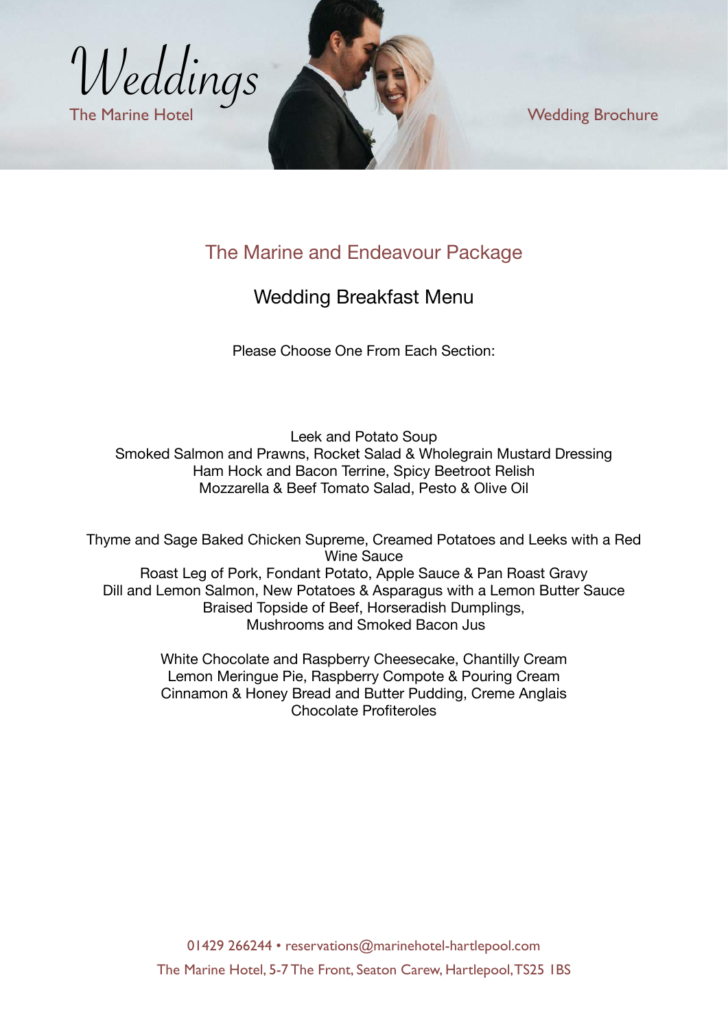# The Marine and Endeavour Package

## Wedding Breakfast Menu

Please Choose One From Each Section:

Leek and Potato Soup
Smoked Salmon and Prawns, Rocket Salad & Wholegrain Mustard Dressing
Ham Hock and Bacon Terrine, Spicy Beetroot Relish
Mozzarella & Beef Tomato Salad, Pesto & Olive Oil

Thyme and Sage Baked Chicken Supreme, Creamed Potatoes and Leeks with a Red Wine Sauce
Roast Leg of Pork, Fondant Potato, Apple Sauce & Pan Roast Gravy
Dill and Lemon Salmon, New Potatoes & Asparagus with a Lemon Butter Sauce
Braised Topside of Beef, Horseradish Dumplings,
Mushrooms and Smoked Bacon Jus

White Chocolate and Raspberry Cheesecake, Chantilly Cream
Lemon Meringue Pie, Raspberry Compote & Pouring Cream
Cinnamon & Honey Bread and Butter Pudding, Creme Anglais
Chocolate Profiteroles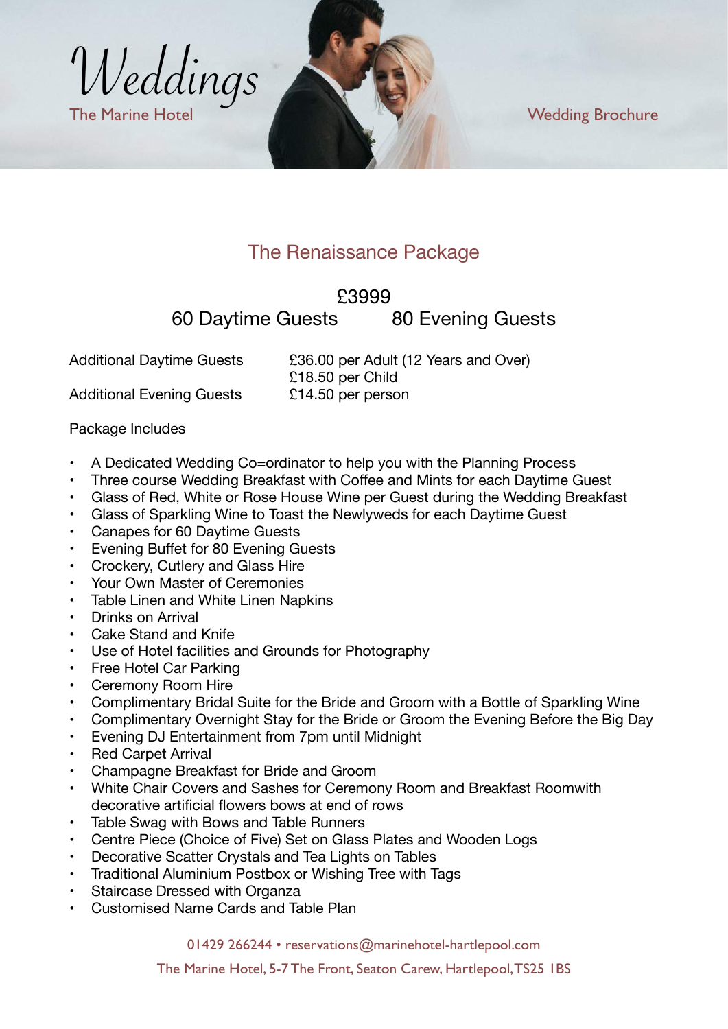# Weddings

The Marine Hotel

Wedding Brochure

## The Renaissance Package

£3999

60 Daytime Guests    80 Evening Guests

| | |
|---|---|
| Additional Daytime Guests | £36.00 per Adult (12 Years and Over) |
| | £18.50 per Child |
| Additional Evening Guests | £14.50 per person |

Package Includes

- A Dedicated Wedding Co=ordinator to help you with the Planning Process
- Three course Wedding Breakfast with Coffee and Mints for each Daytime Guest
- Glass of Red, White or Rose House Wine per Guest during the Wedding Breakfast
- Glass of Sparkling Wine to Toast the Newlyweds for each Daytime Guest
- Canapes for 60 Daytime Guests
- Evening Buffet for 80 Evening Guests
- Crockery, Cutlery and Glass Hire
- Your Own Master of Ceremonies
- Table Linen and White Linen Napkins
- Drinks on Arrival
- Cake Stand and Knife
- Use of Hotel facilities and Grounds for Photography
- Free Hotel Car Parking
- Ceremony Room Hire
- Complimentary Bridal Suite for the Bride and Groom with a Bottle of Sparkling Wine
- Complimentary Overnight Stay for the Bride or Groom the Evening Before the Big Day
- Evening DJ Entertainment from 7pm until Midnight
- Red Carpet Arrival
- Champagne Breakfast for Bride and Groom
- White Chair Covers and Sashes for Ceremony Room and Breakfast Roomwith decorative artificial flowers bows at end of rows
- Table Swag with Bows and Table Runners
- Centre Piece (Choice of Five) Set on Glass Plates and Wooden Logs
- Decorative Scatter Crystals and Tea Lights on Tables
- Traditional Aluminium Postbox or Wishing Tree with Tags
- Staircase Dressed with Organza
- Customised Name Cards and Table Plan

01429 266244 • reservations@marinehotel-hartlepool.com

The Marine Hotel, 5-7 The Front, Seaton Carew, Hartlepool, TS25 1BS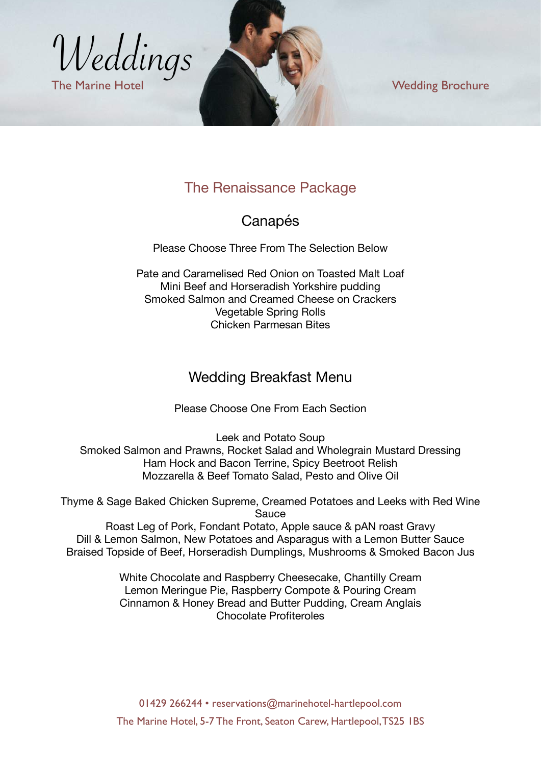## The Renaissance Package

### Canapés

Please Choose Three From The Selection Below

Pate and Caramelised Red Onion on Toasted Malt Loaf
Mini Beef and Horseradish Yorkshire pudding
Smoked Salmon and Creamed Cheese on Crackers
Vegetable Spring Rolls
Chicken Parmesan Bites

### Wedding Breakfast Menu

Please Choose One From Each Section

Leek and Potato Soup
Smoked Salmon and Prawns, Rocket Salad and Wholegrain Mustard Dressing
Ham Hock and Bacon Terrine, Spicy Beetroot Relish
Mozzarella & Beef Tomato Salad, Pesto and Olive Oil

Thyme & Sage Baked Chicken Supreme, Creamed Potatoes and Leeks with Red Wine Sauce
Roast Leg of Pork, Fondant Potato, Apple sauce & pAN roast Gravy
Dill & Lemon Salmon, New Potatoes and Asparagus with a Lemon Butter Sauce
Braised Topside of Beef, Horseradish Dumplings, Mushrooms & Smoked Bacon Jus

White Chocolate and Raspberry Cheesecake, Chantilly Cream
Lemon Meringue Pie, Raspberry Compote & Pouring Cream
Cinnamon & Honey Bread and Butter Pudding, Cream Anglais
Chocolate Profiteroles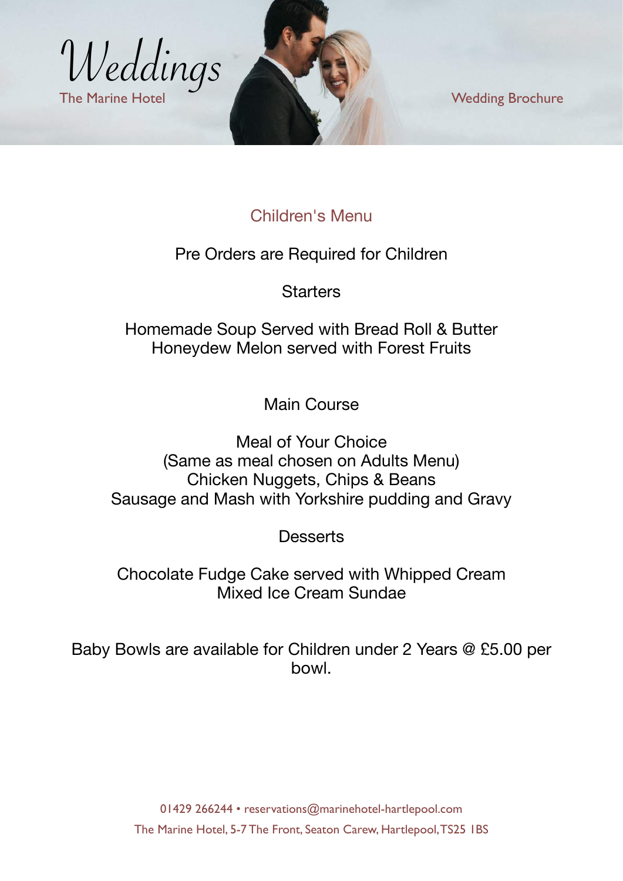## Children's Menu

Pre Orders are Required for Children

### Starters

Homemade Soup Served with Bread Roll & Butter
Honeydew Melon served with Forest Fruits

### Main Course

Meal of Your Choice
(Same as meal chosen on Adults Menu)
Chicken Nuggets, Chips & Beans
Sausage and Mash with Yorkshire pudding and Gravy

### Desserts

Chocolate Fudge Cake served with Whipped Cream
Mixed Ice Cream Sundae

Baby Bowls are available for Children under 2 Years @ £5.00 per bowl.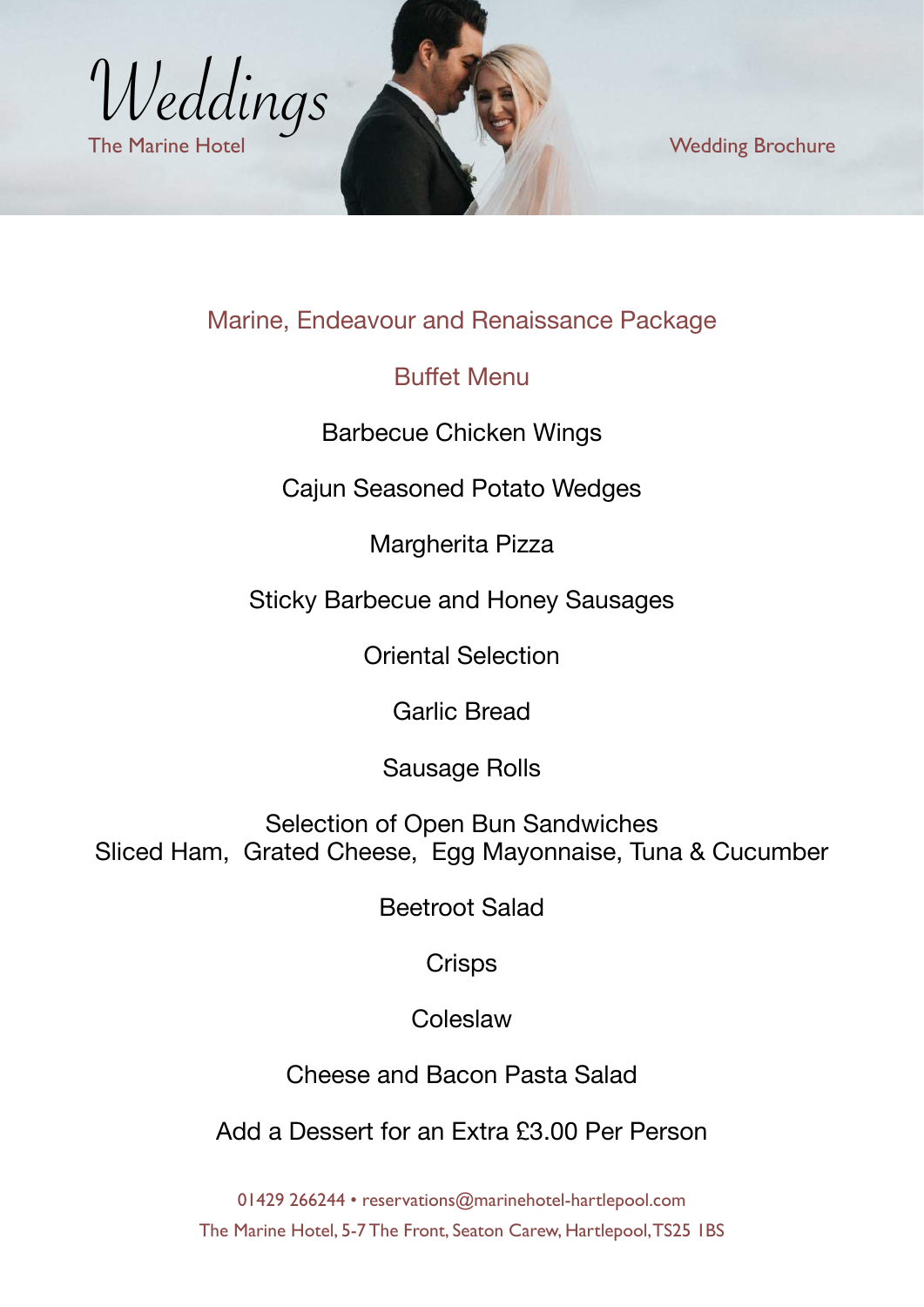# Weddings

The Marine Hotel

Wedding Brochure

## Marine, Endeavour and Renaissance Package

### Buffet Menu

Barbecue Chicken Wings

Cajun Seasoned Potato Wedges

Margherita Pizza

Sticky Barbecue and Honey Sausages

Oriental Selection

Garlic Bread

Sausage Rolls

Selection of Open Bun Sandwiches
Sliced Ham, Grated Cheese, Egg Mayonnaise, Tuna & Cucumber

Beetroot Salad

Crisps

Coleslaw

Cheese and Bacon Pasta Salad

Add a Dessert for an Extra £3.00 Per Person

01429 266244 • reservations@marinehotel-hartlepool.com
The Marine Hotel, 5-7 The Front, Seaton Carew, Hartlepool, TS25 1BS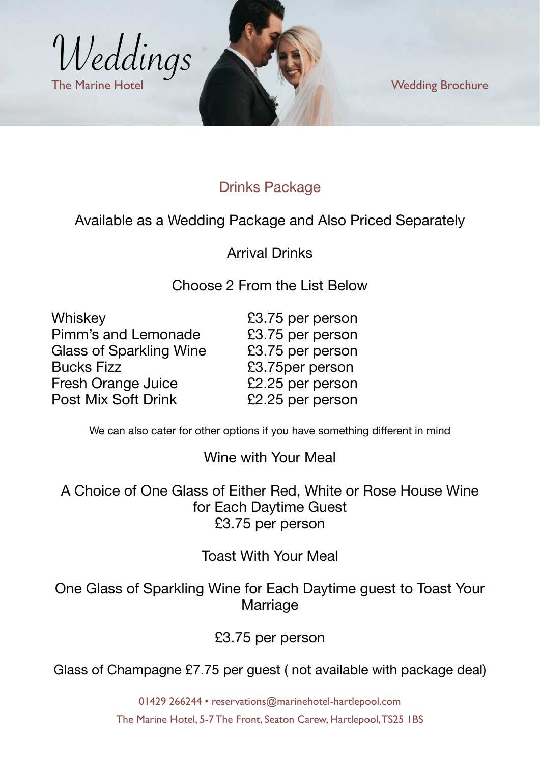# Weddings

The Marine Hotel

Wedding Brochure

## Drinks Package

Available as a Wedding Package and Also Priced Separately

### Arrival Drinks

Choose 2 From the List Below

| | |
|---|---|
| Whiskey | £3.75 per person |
| Pimm's and Lemonade | £3.75 per person |
| Glass of Sparkling Wine | £3.75 per person |
| Bucks Fizz | £3.75per person |
| Fresh Orange Juice | £2.25 per person |
| Post Mix Soft Drink | £2.25 per person |

We can also cater for other options if you have something different in mind

### Wine with Your Meal

A Choice of One Glass of Either Red, White or Rose House Wine for Each Daytime Guest
£3.75 per person

### Toast With Your Meal

One Glass of Sparkling Wine for Each Daytime guest to Toast Your Marriage

£3.75 per person

Glass of Champagne £7.75 per guest ( not available with package deal)

01429 266244 • reservations@marinehotel-hartlepool.com
The Marine Hotel, 5-7 The Front, Seaton Carew, Hartlepool, TS25 1BS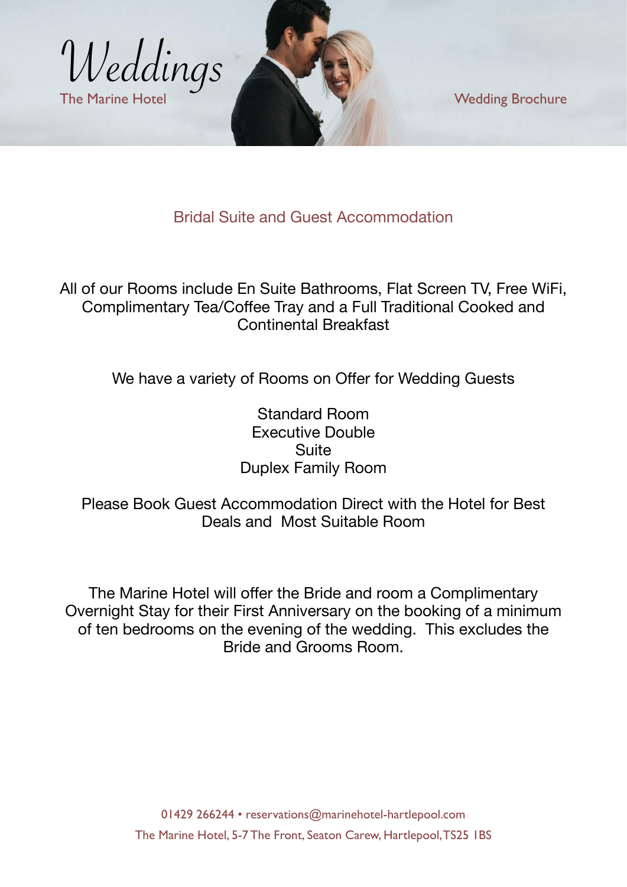Weddings

The Marine Hotel

Wedding Brochure

## Bridal Suite and Guest Accommodation

All of our Rooms include En Suite Bathrooms, Flat Screen TV, Free WiFi, Complimentary Tea/Coffee Tray and a Full Traditional Cooked and Continental Breakfast

We have a variety of Rooms on Offer for Wedding Guests

Standard Room
Executive Double
Suite
Duplex Family Room

Please Book Guest Accommodation Direct with the Hotel for Best Deals and Most Suitable Room

The Marine Hotel will offer the Bride and room a Complimentary Overnight Stay for their First Anniversary on the booking of a minimum of ten bedrooms on the evening of the wedding. This excludes the Bride and Grooms Room.

01429 266244 • reservations@marinehotel-hartlepool.com
The Marine Hotel, 5-7 The Front, Seaton Carew, Hartlepool, TS25 1BS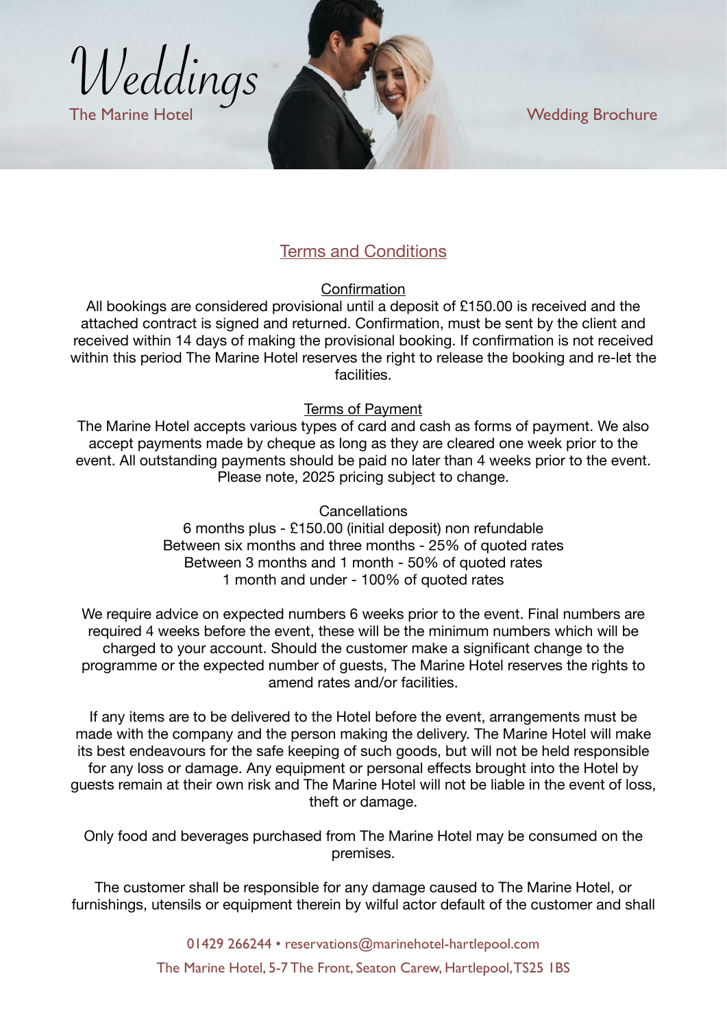## Terms and Conditions

### Confirmation

All bookings are considered provisional until a deposit of £150.00 is received and the attached contract is signed and returned. Confirmation, must be sent by the client and received within 14 days of making the provisional booking. If confirmation is not received within this period The Marine Hotel reserves the right to release the booking and re-let the facilities.

### Terms of Payment

The Marine Hotel accepts various types of card and cash as forms of payment. We also accept payments made by cheque as long as they are cleared one week prior to the event. All outstanding payments should be paid no later than 4 weeks prior to the event. Please note, 2025 pricing subject to change.

### Cancellations

6 months plus - £150.00 (initial deposit) non refundable
Between six months and three months - 25% of quoted rates
Between 3 months and 1 month - 50% of quoted rates
1 month and under - 100% of quoted rates

We require advice on expected numbers 6 weeks prior to the event. Final numbers are required 4 weeks before the event, these will be the minimum numbers which will be charged to your account. Should the customer make a significant change to the programme or the expected number of guests, The Marine Hotel reserves the rights to amend rates and/or facilities.

If any items are to be delivered to the Hotel before the event, arrangements must be made with the company and the person making the delivery. The Marine Hotel will make its best endeavours for the safe keeping of such goods, but will not be held responsible for any loss or damage. Any equipment or personal effects brought into the Hotel by guests remain at their own risk and The Marine Hotel will not be liable in the event of loss, theft or damage.

Only food and beverages purchased from The Marine Hotel may be consumed on the premises.

The customer shall be responsible for any damage caused to The Marine Hotel, or furnishings, utensils or equipment therein by wilful actor default of the customer and shall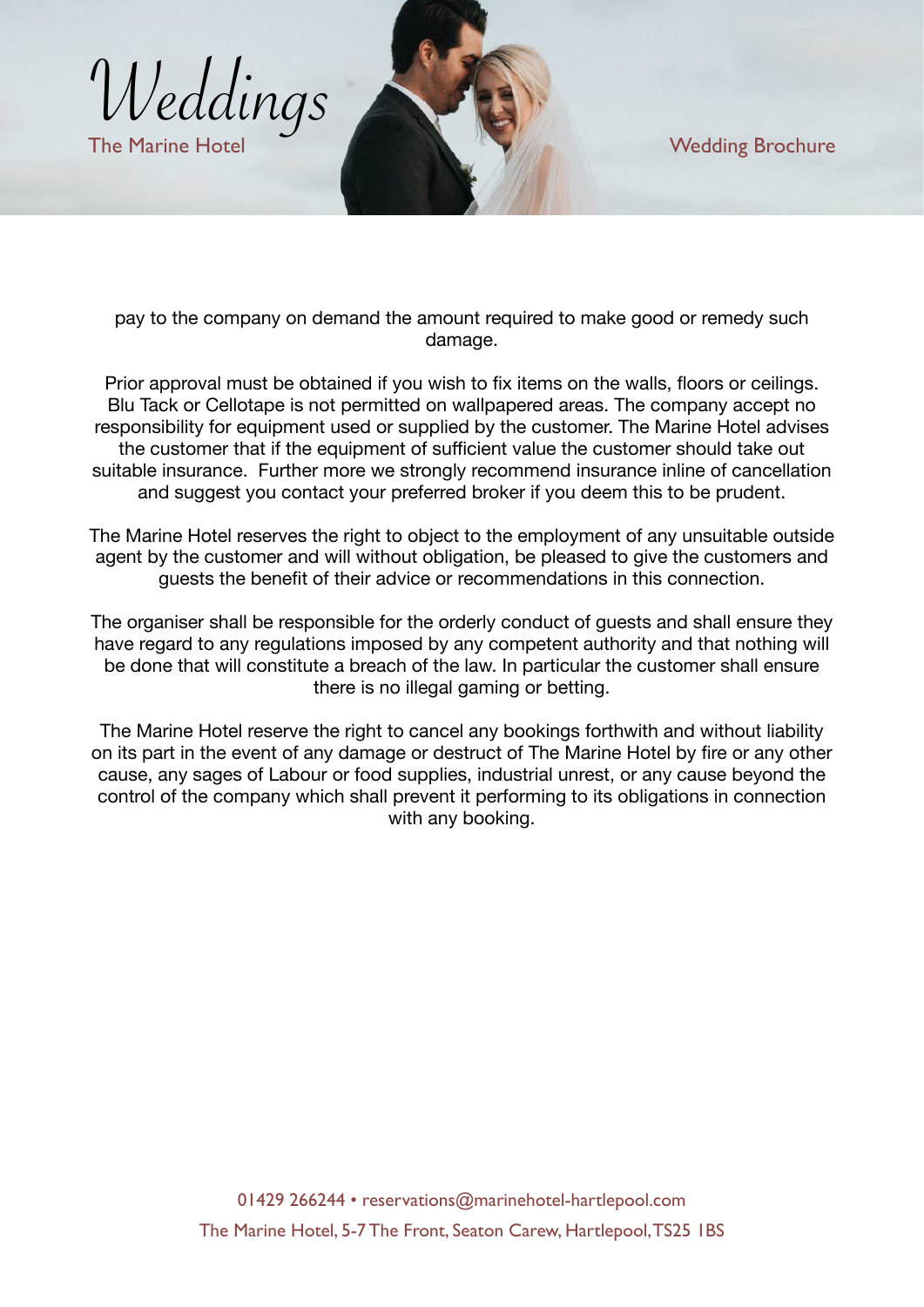pay to the company on demand the amount required to make good or remedy such damage.

Prior approval must be obtained if you wish to fix items on the walls, floors or ceilings. Blu Tack or Cellotape is not permitted on wallpapered areas. The company accept no responsibility for equipment used or supplied by the customer. The Marine Hotel advises the customer that if the equipment of sufficient value the customer should take out suitable insurance. Further more we strongly recommend insurance inline of cancellation and suggest you contact your preferred broker if you deem this to be prudent.

The Marine Hotel reserves the right to object to the employment of any unsuitable outside agent by the customer and will without obligation, be pleased to give the customers and guests the benefit of their advice or recommendations in this connection.

The organiser shall be responsible for the orderly conduct of guests and shall ensure they have regard to any regulations imposed by any competent authority and that nothing will be done that will constitute a breach of the law. In particular the customer shall ensure there is no illegal gaming or betting.

The Marine Hotel reserve the right to cancel any bookings forthwith and without liability on its part in the event of any damage or destruct of The Marine Hotel by fire or any other cause, any sages of Labour or food supplies, industrial unrest, or any cause beyond the control of the company which shall prevent it performing to its obligations in connection with any booking.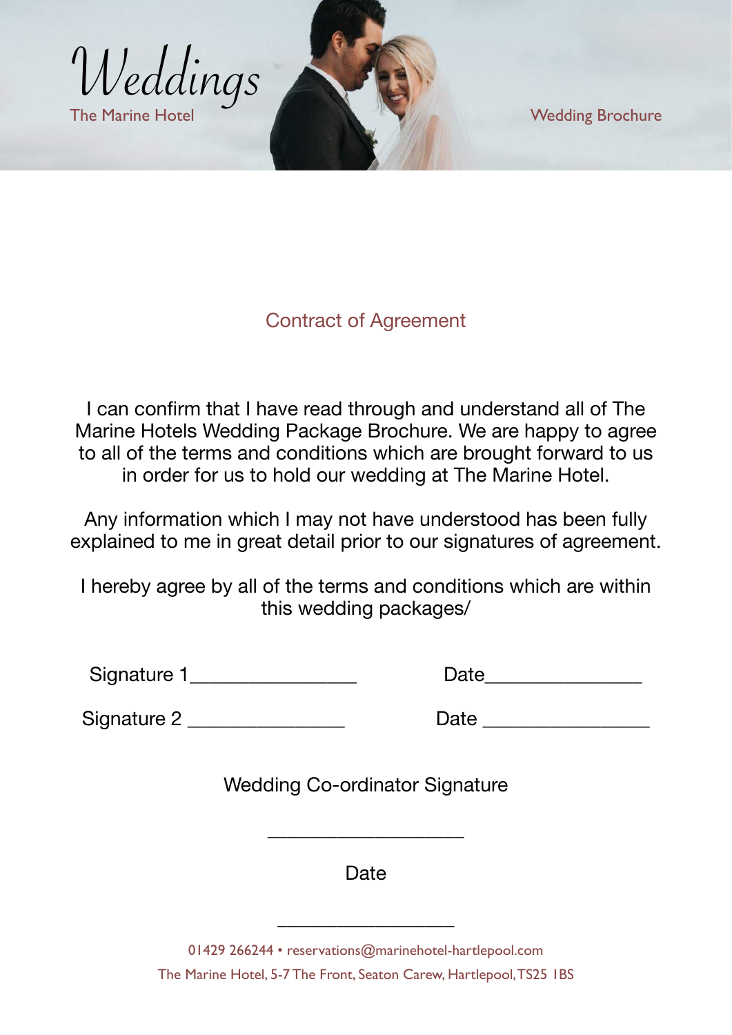## Contract of Agreement

I can confirm that I have read through and understand all of The Marine Hotels Wedding Package Brochure. We are happy to agree to all of the terms and conditions which are brought forward to us in order for us to hold our wedding at The Marine Hotel.

Any information which I may not have understood has been fully explained to me in great detail prior to our signatures of agreement.

I hereby agree by all of the terms and conditions which are within this wedding packages/

Signature 1________________ Date_______________

Signature 2 _______________ Date ________________

Wedding Co-ordinator Signature

____________________

Date

__________________

01429 266244 • reservations@marinehotel-hartlepool.com

The Marine Hotel, 5-7 The Front, Seaton Carew, Hartlepool, TS25 1BS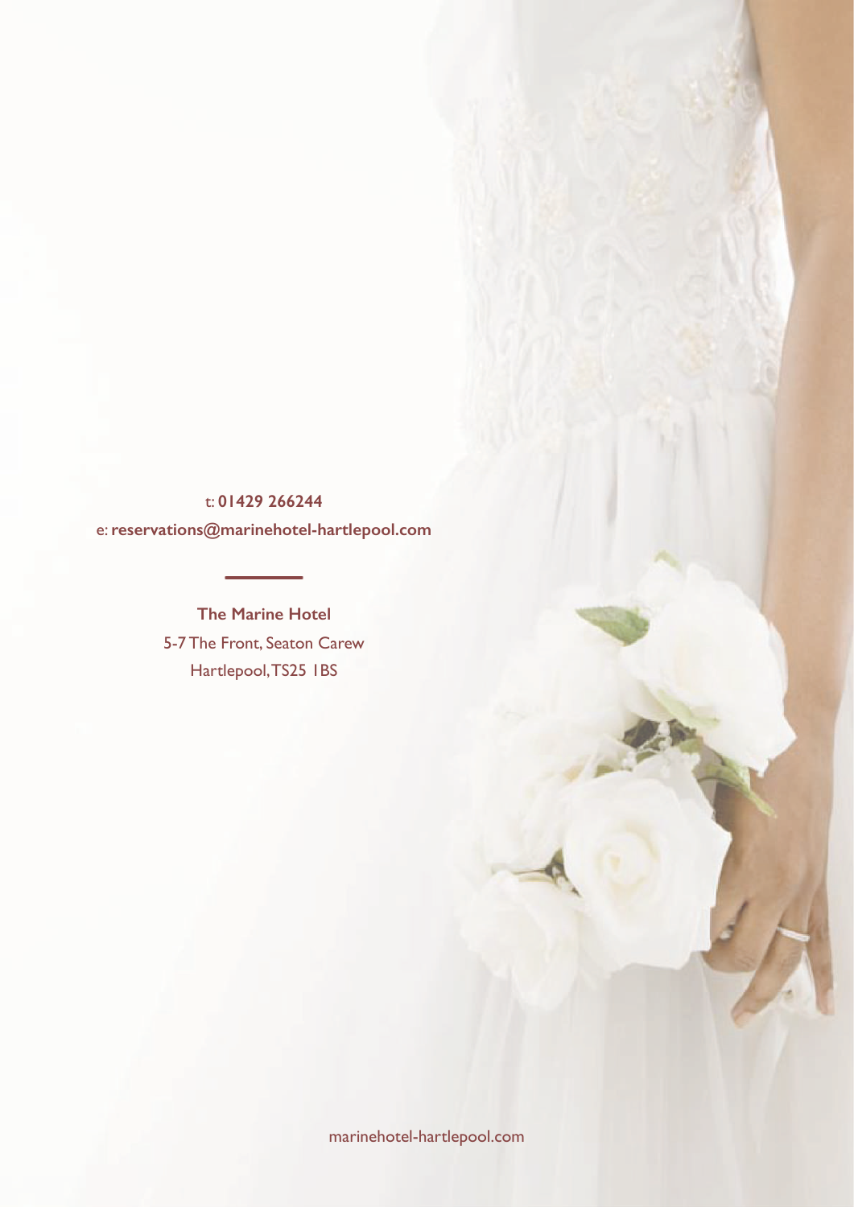t: **01429 266244**

e: **reservations@marinehotel-hartlepool.com**

---

**The Marine Hotel**

5-7 The Front, Seaton Carew

Hartlepool, TS25 1BS

marinehotel-hartlepool.com